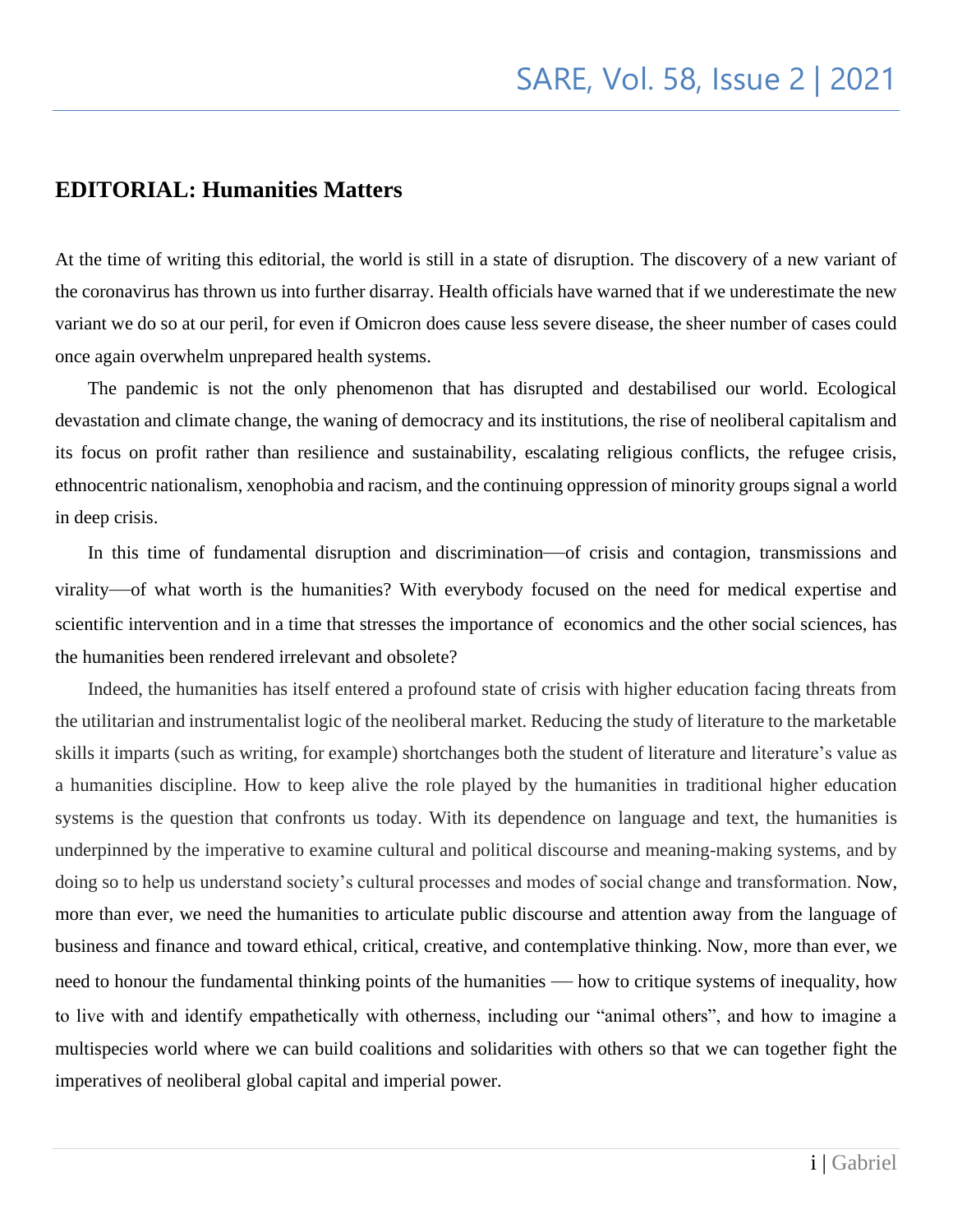## EDITORIAL: Humanities Matters

At the time of writing this editorial, the world is still in a state of disruption. The discovery of a new variant of the coronavirus has thrown us into further disarray. Health officials have warned that if we underestimate the new variant we do so at our peril, for even if Omicron does cause less severe disease, the sheer number of cases could once again overwhelm unprepared health systems.

The pandemic is not the only phenomenon that has disrupted and destabilised our world. Ecological devastation and climate change, the waning of democracy and its institutions, the rise of neoliberal capitalism and its focus on profit rather than resilience and sustainability, escalating religious conflicts, the refugee crisis, ethnocentric nationalism, xenophobia and racism, and the continuing oppression of minority groups signal a world in deep crisis.

In this time of fundamental disruption and discrimination—of crisis and contagion, transmissions and virality—of what worth is the humanities? With everybody focused on the need for medical expertise and scientific intervention and in a time that stresses the importance of economics and the other social sciences, has the humanities been rendered irrelevant and obsolete?

Indeed, the humanities has itself entered a profound state of crisis with higher education facing threats from the utilitarian and instrumentalist logic of the neoliberal market. Reducing the study of literature to the marketable skills it imparts (such as writing, for example) shortchanges both the student of literature and literature's value as a humanities discipline. How to keep alive the role played by the humanities in traditional higher education systems is the question that confronts us today. With its dependence on language and text, the humanities is underpinned by the imperative to examine cultural and political discourse and meaning-making systems, and by doing so to help us understand society's cultural processes and modes of social change and transformation. Now, more than ever, we need the humanities to articulate public discourse and attention away from the language of business and finance and toward ethical, critical, creative, and contemplative thinking. Now, more than ever, we need to honour the fundamental thinking points of the humanities — how to critique systems of inequality, how to live with and identify empathetically with otherness, including our "animal others", and how to imagine a multispecies world where we can build coalitions and solidarities with others so that we can together fight the imperatives of neoliberal global capital and imperial power.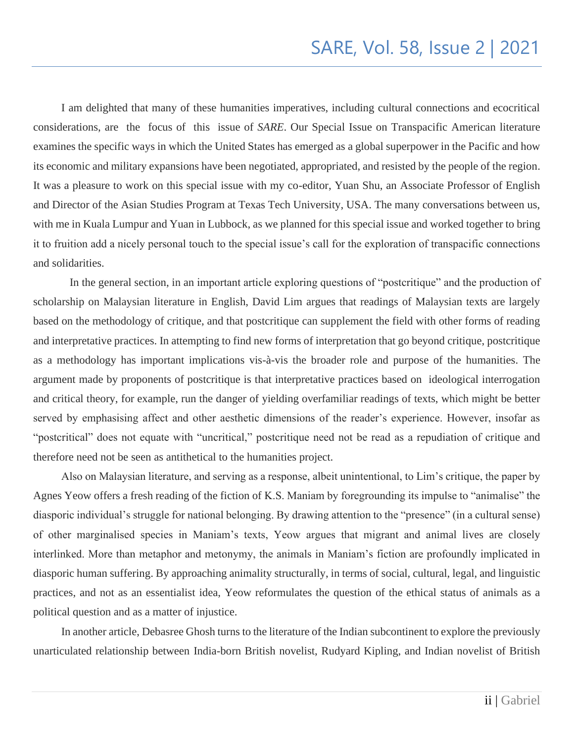I am delighted that many of these humanities imperatives, including cultural connections and ecocritical considerations, are the focus of this issue of *SARE*. Our Special Issue on Transpacific American literature examines the specific ways in which the United States has emerged as a global superpower in the Pacific and how its economic and military expansions have been negotiated, appropriated, and resisted by the people of the region. It was a pleasure to work on this special issue with my co-editor, Yuan Shu, an Associate Professor of English and Director of the Asian Studies Program at Texas Tech University, USA. The many conversations between us, with me in Kuala Lumpur and Yuan in Lubbock, as we planned for this special issue and worked together to bring it to fruition add a nicely personal touch to the special issue's call for the exploration of transpacific connections and solidarities.

In the general section, in an important article exploring questions of "postcritique" and the production of scholarship on Malaysian literature in English, David Lim argues that readings of Malaysian texts are largely based on the methodology of critique, and that postcritique can supplement the field with other forms of reading and interpretative practices. In attempting to find new forms of interpretation that go beyond critique, postcritique as a methodology has important implications vis-à-vis the broader role and purpose of the humanities. The argument made by proponents of postcritique is that interpretative practices based on ideological interrogation and critical theory, for example, run the danger of yielding overfamiliar readings of texts, which might be better served by emphasising affect and other aesthetic dimensions of the reader's experience. However, insofar as "postcritical" does not equate with "uncritical," postcritique need not be read as a repudiation of critique and therefore need not be seen as antithetical to the humanities project.

Also on Malaysian literature, and serving as a response, albeit unintentional, to Lim's critique, the paper by Agnes Yeow offers a fresh reading of the fiction of K.S. Maniam by foregrounding its impulse to "animalise" the diasporic individual's struggle for national belonging. By drawing attention to the "presence" (in a cultural sense) of other marginalised species in Maniam's texts, Yeow argues that migrant and animal lives are closely interlinked. More than metaphor and metonymy, the animals in Maniam's fiction are profoundly implicated in diasporic human suffering. By approaching animality structurally, in terms of social, cultural, legal, and linguistic practices, and not as an essentialist idea, Yeow reformulates the question of the ethical status of animals as a political question and as a matter of injustice.

In another article, Debasree Ghosh turns to the literature of the Indian subcontinent to explore the previously unarticulated relationship between India-born British novelist, Rudyard Kipling, and Indian novelist of British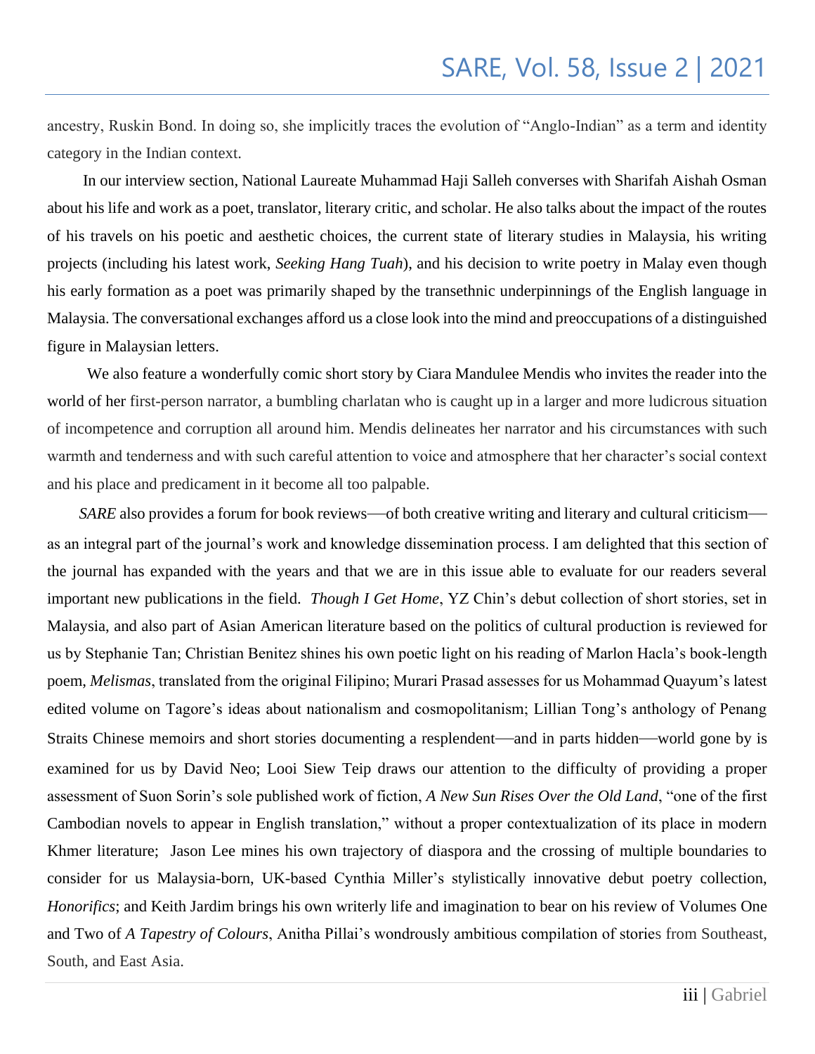ancestry, Ruskin Bond. In doing so, she implicitly traces the evolution of "Anglo-Indian" as a term and identity category in the Indian context.

In our interview section, National Laureate Muhammad Haji Salleh converses with Sharifah Aishah Osman about his life and work as a poet, translator, literary critic, and scholar. He also talks about the impact of the routes of his travels on his poetic and aesthetic choices, the current state of literary studies in Malaysia, his writing projects (including his latest work, *Seeking Hang Tuah*), and his decision to write poetry in Malay even though his early formation as a poet was primarily shaped by the transethnic underpinnings of the English language in Malaysia. The conversational exchanges afford us a close look into the mind and preoccupations of a distinguished figure in Malaysian letters.

We also feature a wonderfully comic short story by Ciara Mandulee Mendis who invites the reader into the world of her first-person narrator, a bumbling charlatan who is caught up in a larger and more ludicrous situation of incompetence and corruption all around him. Mendis delineates her narrator and his circumstances with such warmth and tenderness and with such careful attention to voice and atmosphere that her character's social context and his place and predicament in it become all too palpable.

*SARE* also provides a forum for book reviews—of both creative writing and literary and cultural criticism—as an integral part of the journal's work and knowledge dissemination process. I am delighted that this section of the journal has expanded with the years and that we are in this issue able to evaluate for our readers several important new publications in the field. *Though I Get Home*, YZ Chin's debut collection of short stories, set in Malaysia, and also part of Asian American literature based on the politics of cultural production is reviewed for us by Stephanie Tan; Christian Benitez shines his own poetic light on his reading of Marlon Hacla's book-length poem, *Melismas*, translated from the original Filipino; Murari Prasad assesses for us Mohammad Quayum's latest edited volume on Tagore's ideas about nationalism and cosmopolitanism; Lillian Tong's anthology of Penang Straits Chinese memoirs and short stories documenting a resplendent—and in parts hidden—world gone by is examined for us by David Neo; Looi Siew Teip draws our attention to the difficulty of providing a proper assessment of Suon Sorin's sole published work of fiction, *A New Sun Rises Over the Old Land*, "one of the first Cambodian novels to appear in English translation," without a proper contextualization of its place in modern Khmer literature; Jason Lee mines his own trajectory of diaspora and the crossing of multiple boundaries to consider for us Malaysia-born, UK-based Cynthia Miller's stylistically innovative debut poetry collection, *Honorifics*; and Keith Jardim brings his own writerly life and imagination to bear on his review of Volumes One and Two of *A Tapestry of Colours*, Anitha Pillai's wondrously ambitious compilation of stories from Southeast, South, and East Asia.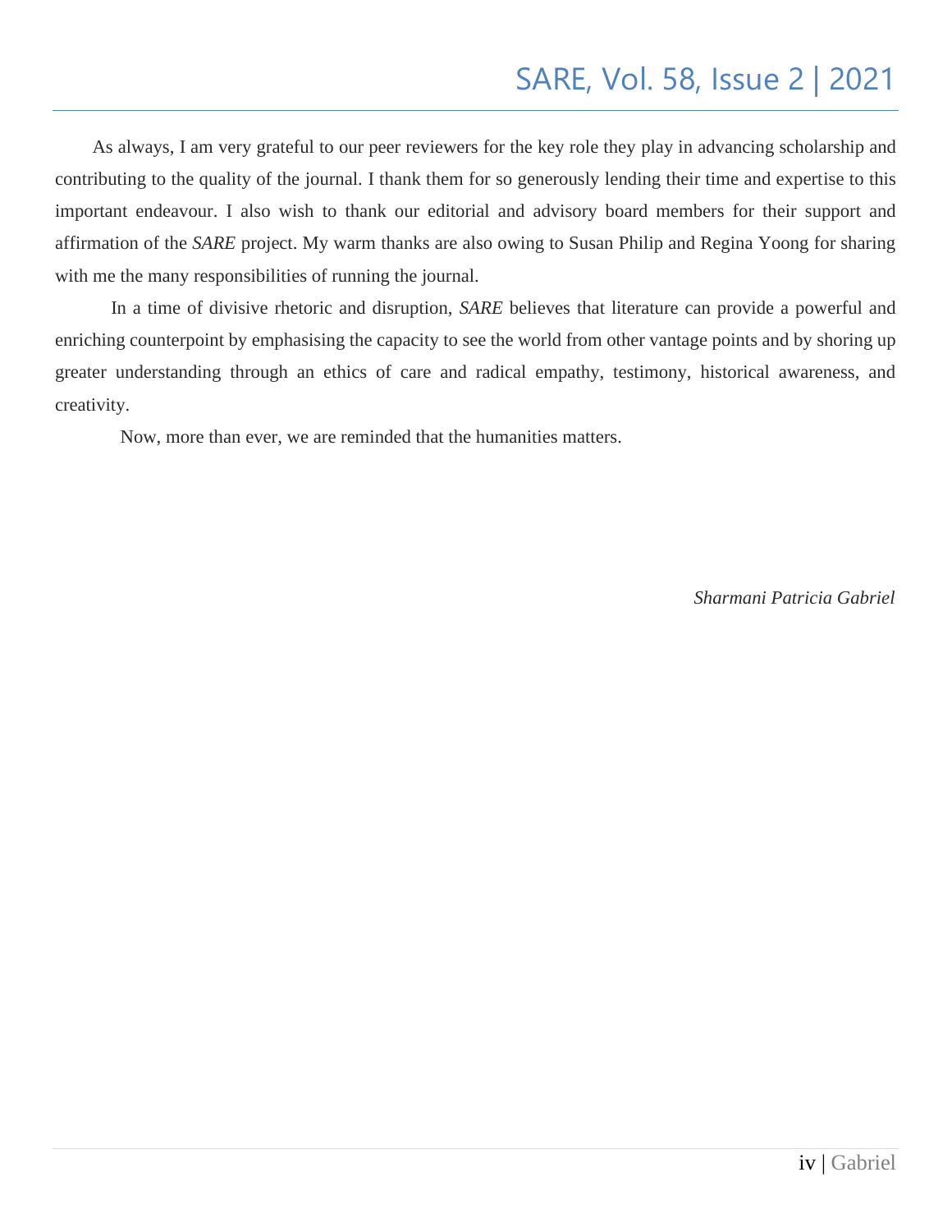As always, I am very grateful to our peer reviewers for the key role they play in advancing scholarship and contributing to the quality of the journal. I thank them for so generously lending their time and expertise to this important endeavour. I also wish to thank our editorial and advisory board members for their support and affirmation of the *SARE* project. My warm thanks are also owing to Susan Philip and Regina Yoong for sharing with me the many responsibilities of running the journal.

In a time of divisive rhetoric and disruption, *SARE* believes that literature can provide a powerful and enriching counterpoint by emphasising the capacity to see the world from other vantage points and by shoring up greater understanding through an ethics of care and radical empathy, testimony, historical awareness, and creativity.

Now, more than ever, we are reminded that the humanities matters.

*Sharmani Patricia Gabriel*